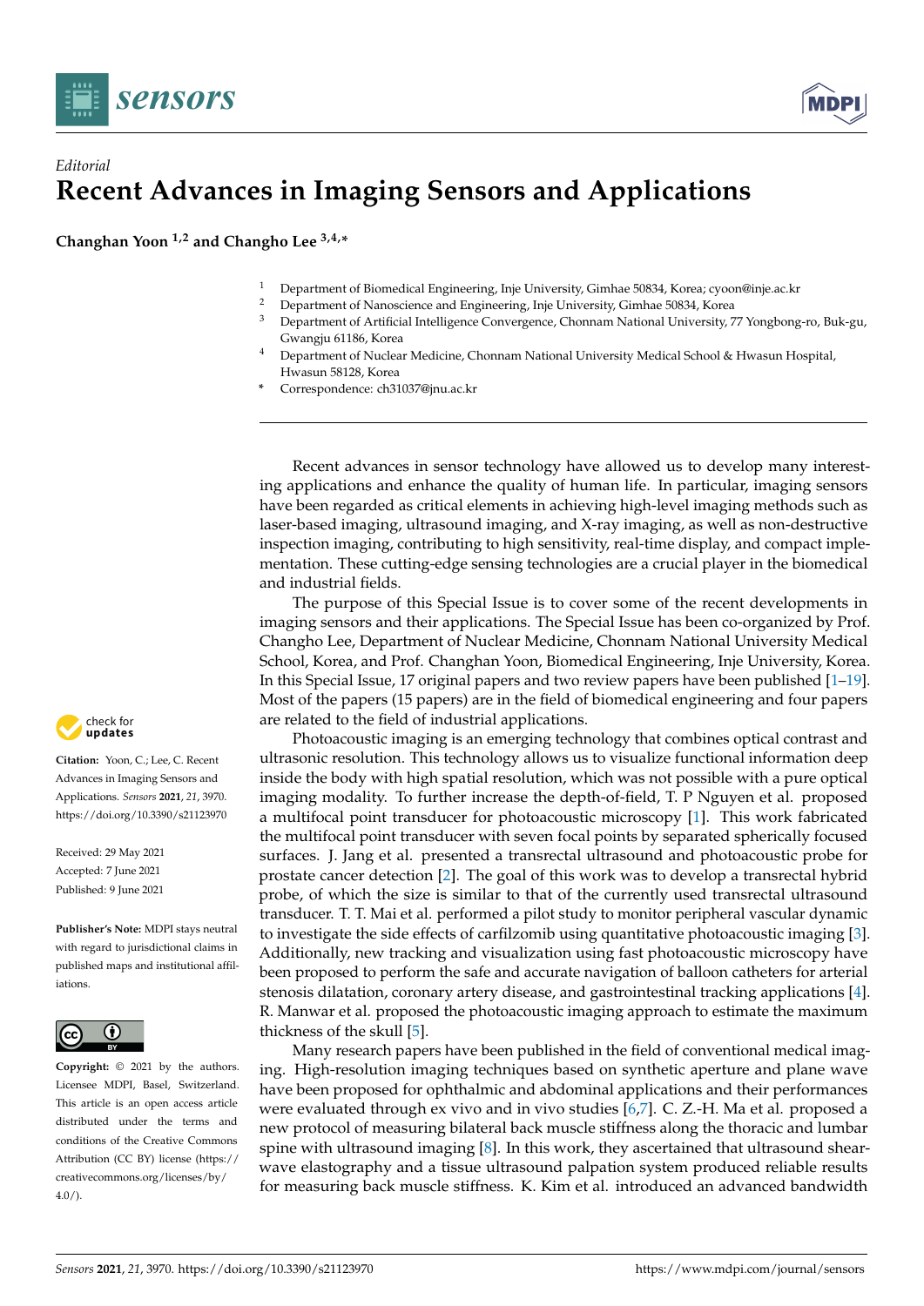*Editorial*

# Recent Advances in Imaging Sensors and Applications

**Changhan Yoon [1,2] and Changho Lee [3,4,*]**

1. Department of Biomedical Engineering, Inje University, Gimhae 50834, Korea; cyoon@inje.ac.kr
2. Department of Nanoscience and Engineering, Inje University, Gimhae 50834, Korea
3. Department of Artificial Intelligence Convergence, Chonnam National University, 77 Yongbong-ro, Buk-gu, Gwangju 61186, Korea
4. Department of Nuclear Medicine, Chonnam National University Medical School & Hwasun Hospital, Hwasun 58128, Korea

\* Correspondence: ch31037@jnu.ac.kr

**Citation:** Yoon, C.; Lee, C. Recent Advances in Imaging Sensors and Applications. *Sensors* **2021**, *21*, 3970. https://doi.org/10.3390/s21123970

Received: 29 May 2021
Accepted: 7 June 2021
Published: 9 June 2021

**Publisher's Note:** MDPI stays neutral with regard to jurisdictional claims in published maps and institutional affiliations.

**Copyright:** © 2021 by the authors. Licensee MDPI, Basel, Switzerland. This article is an open access article distributed under the terms and conditions of the Creative Commons Attribution (CC BY) license (https://creativecommons.org/licenses/by/4.0/).

Recent advances in sensor technology have allowed us to develop many interesting applications and enhance the quality of human life. In particular, imaging sensors have been regarded as critical elements in achieving high-level imaging methods such as laser-based imaging, ultrasound imaging, and X-ray imaging, as well as non-destructive inspection imaging, contributing to high sensitivity, real-time display, and compact implementation. These cutting-edge sensing technologies are a crucial player in the biomedical and industrial fields.

The purpose of this Special Issue is to cover some of the recent developments in imaging sensors and their applications. The Special Issue has been co-organized by Prof. Changho Lee, Department of Nuclear Medicine, Chonnam National University Medical School, Korea, and Prof. Changhan Yoon, Biomedical Engineering, Inje University, Korea. In this Special Issue, 17 original papers and two review papers have been published [1–19]. Most of the papers (15 papers) are in the field of biomedical engineering and four papers are related to the field of industrial applications.

Photoacoustic imaging is an emerging technology that combines optical contrast and ultrasonic resolution. This technology allows us to visualize functional information deep inside the body with high spatial resolution, which was not possible with a pure optical imaging modality. To further increase the depth-of-field, T. P Nguyen et al. proposed a multifocal point transducer for photoacoustic microscopy [1]. This work fabricated the multifocal point transducer with seven focal points by separated spherically focused surfaces. J. Jang et al. presented a transrectal ultrasound and photoacoustic probe for prostate cancer detection [2]. The goal of this work was to develop a transrectal hybrid probe, of which the size is similar to that of the currently used transrectal ultrasound transducer. T. T. Mai et al. performed a pilot study to monitor peripheral vascular dynamic to investigate the side effects of carfilzomib using quantitative photoacoustic imaging [3]. Additionally, new tracking and visualization using fast photoacoustic microscopy have been proposed to perform the safe and accurate navigation of balloon catheters for arterial stenosis dilatation, coronary artery disease, and gastrointestinal tracking applications [4]. R. Manwar et al. proposed the photoacoustic imaging approach to estimate the maximum thickness of the skull [5].

Many research papers have been published in the field of conventional medical imaging. High-resolution imaging techniques based on synthetic aperture and plane wave have been proposed for ophthalmic and abdominal applications and their performances were evaluated through ex vivo and in vivo studies [6,7]. C. Z.-H. Ma et al. proposed a new protocol of measuring bilateral back muscle stiffness along the thoracic and lumbar spine with ultrasound imaging [8]. In this work, they ascertained that ultrasound shear-wave elastography and a tissue ultrasound palpation system produced reliable results for measuring back muscle stiffness. K. Kim et al. introduced an advanced bandwidth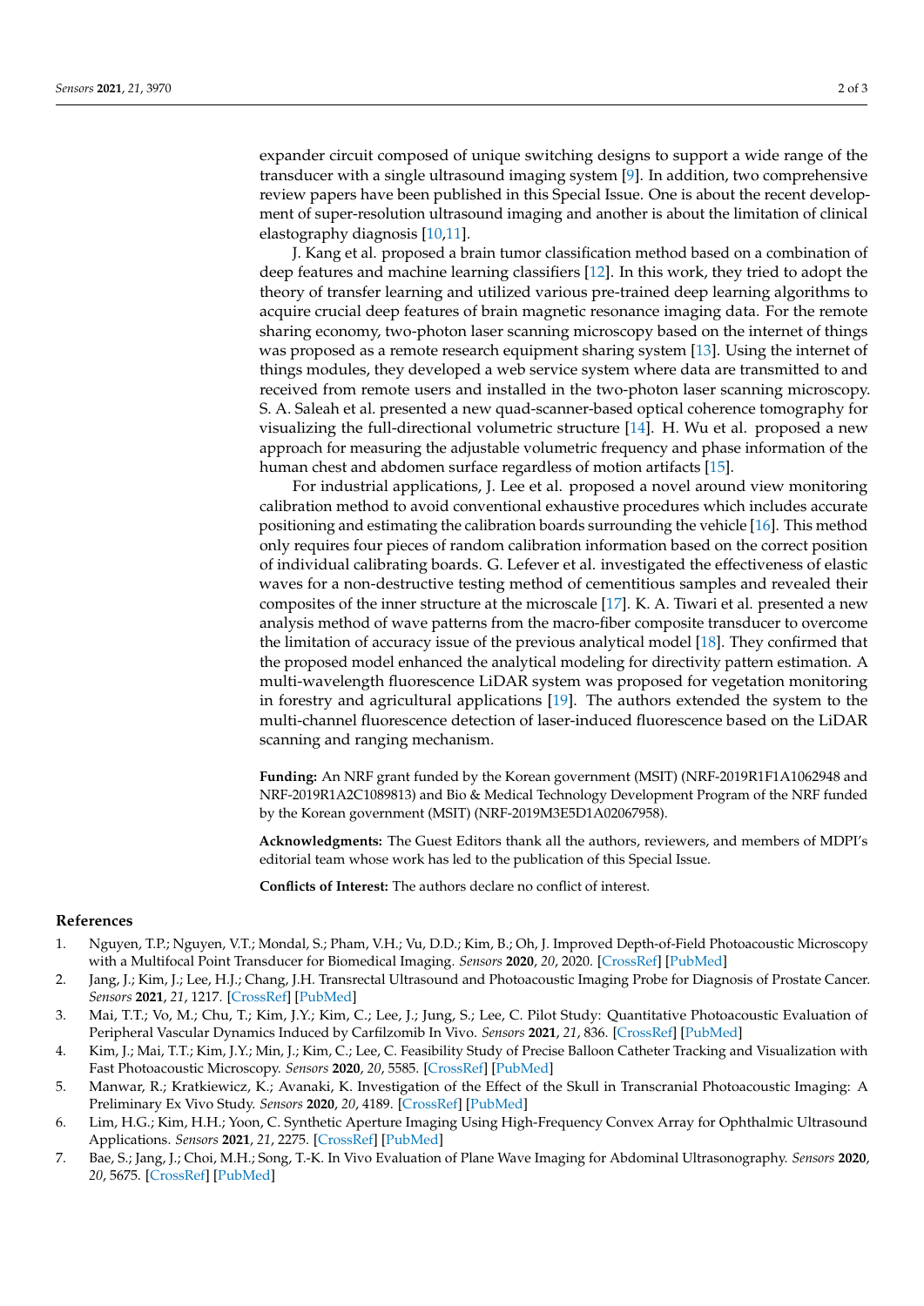expander circuit composed of unique switching designs to support a wide range of the transducer with a single ultrasound imaging system [9]. In addition, two comprehensive review papers have been published in this Special Issue. One is about the recent development of super-resolution ultrasound imaging and another is about the limitation of clinical elastography diagnosis [10,11].

J. Kang et al. proposed a brain tumor classification method based on a combination of deep features and machine learning classifiers [12]. In this work, they tried to adopt the theory of transfer learning and utilized various pre-trained deep learning algorithms to acquire crucial deep features of brain magnetic resonance imaging data. For the remote sharing economy, two-photon laser scanning microscopy based on the internet of things was proposed as a remote research equipment sharing system [13]. Using the internet of things modules, they developed a web service system where data are transmitted to and received from remote users and installed in the two-photon laser scanning microscopy. S. A. Saleah et al. presented a new quad-scanner-based optical coherence tomography for visualizing the full-directional volumetric structure [14]. H. Wu et al. proposed a new approach for measuring the adjustable volumetric frequency and phase information of the human chest and abdomen surface regardless of motion artifacts [15].

For industrial applications, J. Lee et al. proposed a novel around view monitoring calibration method to avoid conventional exhaustive procedures which includes accurate positioning and estimating the calibration boards surrounding the vehicle [16]. This method only requires four pieces of random calibration information based on the correct position of individual calibrating boards. G. Lefever et al. investigated the effectiveness of elastic waves for a non-destructive testing method of cementitious samples and revealed their composites of the inner structure at the microscale [17]. K. A. Tiwari et al. presented a new analysis method of wave patterns from the macro-fiber composite transducer to overcome the limitation of accuracy issue of the previous analytical model [18]. They confirmed that the proposed model enhanced the analytical modeling for directivity pattern estimation. A multi-wavelength fluorescence LiDAR system was proposed for vegetation monitoring in forestry and agricultural applications [19]. The authors extended the system to the multi-channel fluorescence detection of laser-induced fluorescence based on the LiDAR scanning and ranging mechanism.

**Funding:** An NRF grant funded by the Korean government (MSIT) (NRF-2019R1F1A1062948 and NRF-2019R1A2C1089813) and Bio & Medical Technology Development Program of the NRF funded by the Korean government (MSIT) (NRF-2019M3E5D1A02067958).

**Acknowledgments:** The Guest Editors thank all the authors, reviewers, and members of MDPI's editorial team whose work has led to the publication of this Special Issue.

**Conflicts of Interest:** The authors declare no conflict of interest.

## References

1. Nguyen, T.P.; Nguyen, V.T.; Mondal, S.; Pham, V.H.; Vu, D.D.; Kim, B.; Oh, J. Improved Depth-of-Field Photoacoustic Microscopy with a Multifocal Point Transducer for Biomedical Imaging. *Sensors* **2020**, *20*, 2020. [CrossRef] [PubMed]
2. Jang, J.; Kim, J.; Lee, H.J.; Chang, J.H. Transrectal Ultrasound and Photoacoustic Imaging Probe for Diagnosis of Prostate Cancer. *Sensors* **2021**, *21*, 1217. [CrossRef] [PubMed]
3. Mai, T.T.; Vo, M.; Chu, T.; Kim, J.Y.; Kim, C.; Lee, J.; Jung, S.; Lee, C. Pilot Study: Quantitative Photoacoustic Evaluation of Peripheral Vascular Dynamics Induced by Carfilzomib In Vivo. *Sensors* **2021**, *21*, 836. [CrossRef] [PubMed]
4. Kim, J.; Mai, T.T.; Kim, J.Y.; Min, J.; Kim, C.; Lee, C. Feasibility Study of Precise Balloon Catheter Tracking and Visualization with Fast Photoacoustic Microscopy. *Sensors* **2020**, *20*, 5585. [CrossRef] [PubMed]
5. Manwar, R.; Kratkiewicz, K.; Avanaki, K. Investigation of the Effect of the Skull in Transcranial Photoacoustic Imaging: A Preliminary Ex Vivo Study. *Sensors* **2020**, *20*, 4189. [CrossRef] [PubMed]
6. Lim, H.G.; Kim, H.H.; Yoon, C. Synthetic Aperture Imaging Using High-Frequency Convex Array for Ophthalmic Ultrasound Applications. *Sensors* **2021**, *21*, 2275. [CrossRef] [PubMed]
7. Bae, S.; Jang, J.; Choi, M.H.; Song, T.-K. In Vivo Evaluation of Plane Wave Imaging for Abdominal Ultrasonography. *Sensors* **2020**, *20*, 5675. [CrossRef] [PubMed]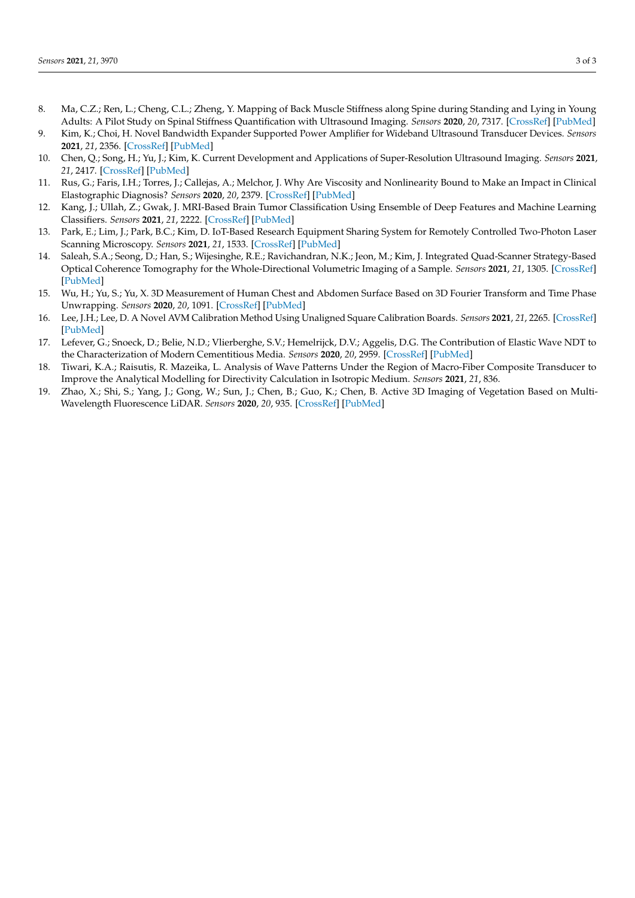8. Ma, C.Z.; Ren, L.; Cheng, C.L.; Zheng, Y. Mapping of Back Muscle Stiffness along Spine during Standing and Lying in Young Adults: A Pilot Study on Spinal Stiffness Quantification with Ultrasound Imaging. *Sensors* **2020**, *20*, 7317. [CrossRef] [PubMed]
9. Kim, K.; Choi, H. Novel Bandwidth Expander Supported Power Amplifier for Wideband Ultrasound Transducer Devices. *Sensors* **2021**, *21*, 2356. [CrossRef] [PubMed]
10. Chen, Q.; Song, H.; Yu, J.; Kim, K. Current Development and Applications of Super-Resolution Ultrasound Imaging. *Sensors* **2021**, *21*, 2417. [CrossRef] [PubMed]
11. Rus, G.; Faris, I.H.; Torres, J.; Callejas, A.; Melchor, J. Why Are Viscosity and Nonlinearity Bound to Make an Impact in Clinical Elastographic Diagnosis? *Sensors* **2020**, *20*, 2379. [CrossRef] [PubMed]
12. Kang, J.; Ullah, Z.; Gwak, J. MRI-Based Brain Tumor Classification Using Ensemble of Deep Features and Machine Learning Classifiers. *Sensors* **2021**, *21*, 2222. [CrossRef] [PubMed]
13. Park, E.; Lim, J.; Park, B.C.; Kim, D. IoT-Based Research Equipment Sharing System for Remotely Controlled Two-Photon Laser Scanning Microscopy. *Sensors* **2021**, *21*, 1533. [CrossRef] [PubMed]
14. Saleah, S.A.; Seong, D.; Han, S.; Wijesinghe, R.E.; Ravichandran, N.K.; Jeon, M.; Kim, J. Integrated Quad-Scanner Strategy-Based Optical Coherence Tomography for the Whole-Directional Volumetric Imaging of a Sample. *Sensors* **2021**, *21*, 1305. [CrossRef] [PubMed]
15. Wu, H.; Yu, S.; Yu, X. 3D Measurement of Human Chest and Abdomen Surface Based on 3D Fourier Transform and Time Phase Unwrapping. *Sensors* **2020**, *20*, 1091. [CrossRef] [PubMed]
16. Lee, J.H.; Lee, D. A Novel AVM Calibration Method Using Unaligned Square Calibration Boards. *Sensors* **2021**, *21*, 2265. [CrossRef] [PubMed]
17. Lefever, G.; Snoeck, D.; Belie, N.D.; Vlierberghe, S.V.; Hemelrijck, D.V.; Aggelis, D.G. The Contribution of Elastic Wave NDT to the Characterization of Modern Cementitious Media. *Sensors* **2020**, *20*, 2959. [CrossRef] [PubMed]
18. Tiwari, K.A.; Raisutis, R. Mazeika, L. Analysis of Wave Patterns Under the Region of Macro-Fiber Composite Transducer to Improve the Analytical Modelling for Directivity Calculation in Isotropic Medium. *Sensors* **2021**, *21*, 836.
19. Zhao, X.; Shi, S.; Yang, J.; Gong, W.; Sun, J.; Chen, B.; Guo, K.; Chen, B. Active 3D Imaging of Vegetation Based on Multi-Wavelength Fluorescence LiDAR. *Sensors* **2020**, *20*, 935. [CrossRef] [PubMed]